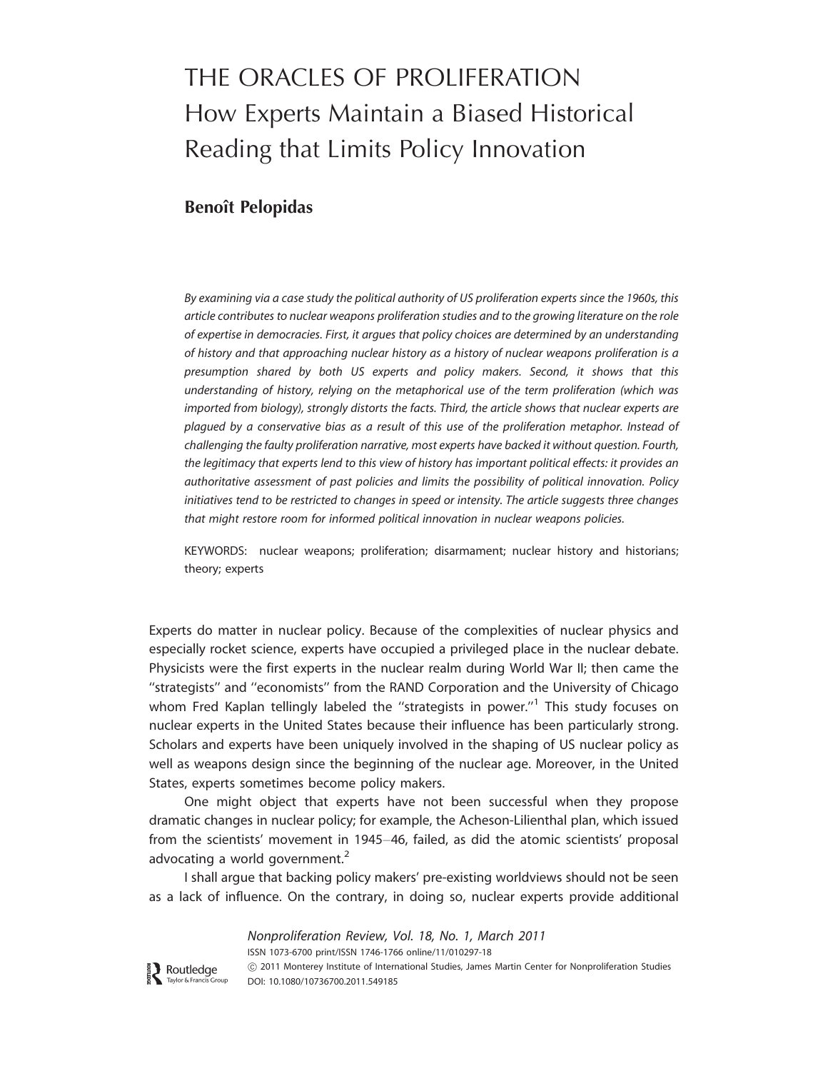# THE ORACLES OF PROLIFERATION
## How Experts Maintain a Biased Historical Reading that Limits Policy Innovation

**Benoît Pelopidas**

*By examining via a case study the political authority of US proliferation experts since the 1960s, this article contributes to nuclear weapons proliferation studies and to the growing literature on the role of expertise in democracies. First, it argues that policy choices are determined by an understanding of history and that approaching nuclear history as a history of nuclear weapons proliferation is a presumption shared by both US experts and policy makers. Second, it shows that this understanding of history, relying on the metaphorical use of the term proliferation (which was imported from biology), strongly distorts the facts. Third, the article shows that nuclear experts are plagued by a conservative bias as a result of this use of the proliferation metaphor. Instead of challenging the faulty proliferation narrative, most experts have backed it without question. Fourth, the legitimacy that experts lend to this view of history has important political effects: it provides an authoritative assessment of past policies and limits the possibility of political innovation. Policy initiatives tend to be restricted to changes in speed or intensity. The article suggests three changes that might restore room for informed political innovation in nuclear weapons policies.*

KEYWORDS: nuclear weapons; proliferation; disarmament; nuclear history and historians; theory; experts

Experts do matter in nuclear policy. Because of the complexities of nuclear physics and especially rocket science, experts have occupied a privileged place in the nuclear debate. Physicists were the first experts in the nuclear realm during World War II; then came the ''strategists'' and ''economists'' from the RAND Corporation and the University of Chicago whom Fred Kaplan tellingly labeled the ''strategists in power.''[1] This study focuses on nuclear experts in the United States because their influence has been particularly strong. Scholars and experts have been uniquely involved in the shaping of US nuclear policy as well as weapons design since the beginning of the nuclear age. Moreover, in the United States, experts sometimes become policy makers.

One might object that experts have not been successful when they propose dramatic changes in nuclear policy; for example, the Acheson-Lilienthal plan, which issued from the scientists' movement in 1945–46, failed, as did the atomic scientists' proposal advocating a world government.[2]

I shall argue that backing policy makers' pre-existing worldviews should not be seen as a lack of influence. On the contrary, in doing so, nuclear experts provide additional

*Nonproliferation Review, Vol. 18, No. 1, March 2011*
ISSN 1073-6700 print/ISSN 1746-1766 online/11/010297-18
© 2011 Monterey Institute of International Studies, James Martin Center for Nonproliferation Studies
DOI: 10.1080/10736700.2011.549185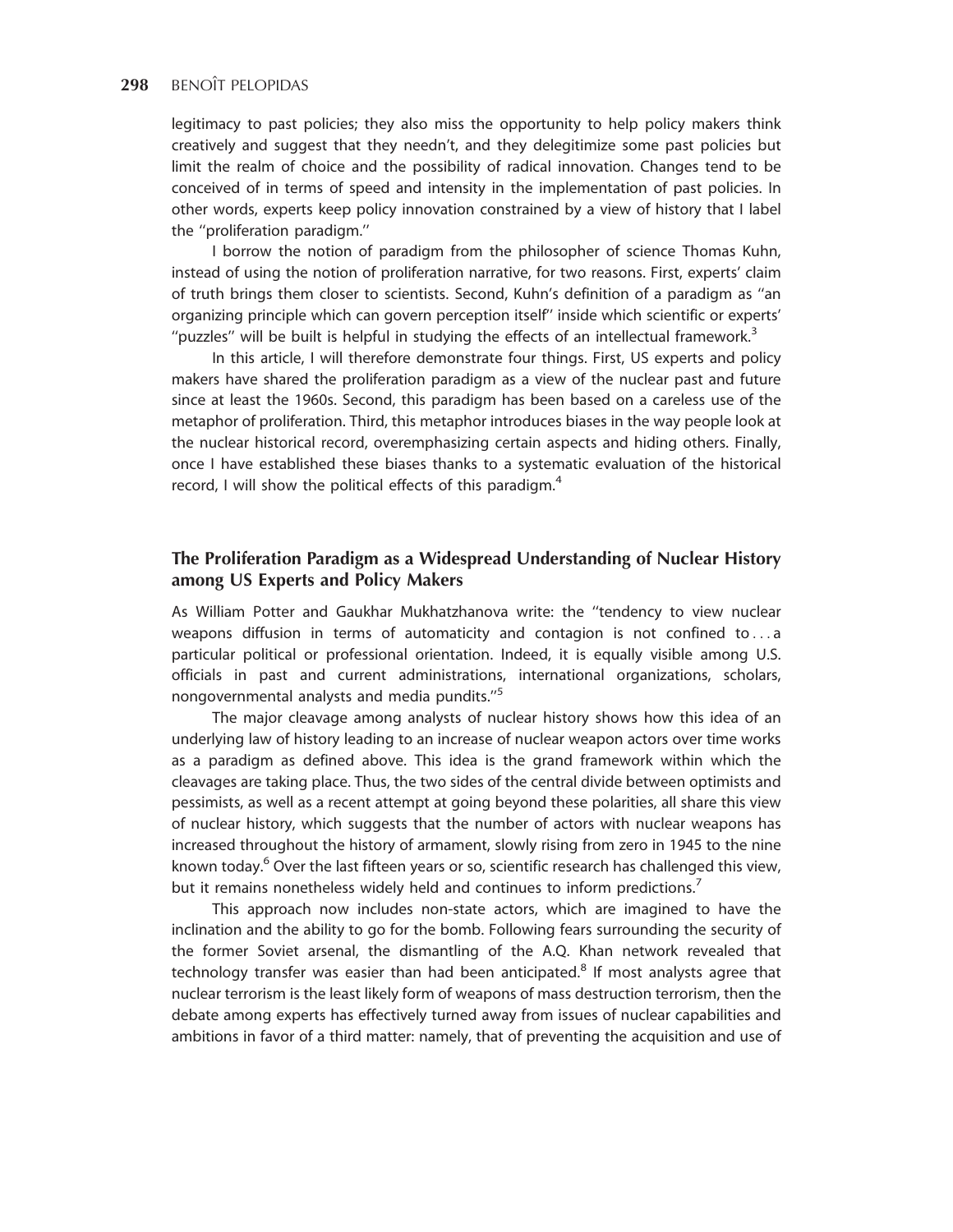legitimacy to past policies; they also miss the opportunity to help policy makers think creatively and suggest that they needn't, and they delegitimize some past policies but limit the realm of choice and the possibility of radical innovation. Changes tend to be conceived of in terms of speed and intensity in the implementation of past policies. In other words, experts keep policy innovation constrained by a view of history that I label the "proliferation paradigm."

I borrow the notion of paradigm from the philosopher of science Thomas Kuhn, instead of using the notion of proliferation narrative, for two reasons. First, experts' claim of truth brings them closer to scientists. Second, Kuhn's definition of a paradigm as "an organizing principle which can govern perception itself" inside which scientific or experts' "puzzles" will be built is helpful in studying the effects of an intellectual framework.[3]

In this article, I will therefore demonstrate four things. First, US experts and policy makers have shared the proliferation paradigm as a view of the nuclear past and future since at least the 1960s. Second, this paradigm has been based on a careless use of the metaphor of proliferation. Third, this metaphor introduces biases in the way people look at the nuclear historical record, overemphasizing certain aspects and hiding others. Finally, once I have established these biases thanks to a systematic evaluation of the historical record, I will show the political effects of this paradigm.[4]

## The Proliferation Paradigm as a Widespread Understanding of Nuclear History among US Experts and Policy Makers

As William Potter and Gaukhar Mukhatzhanova write: the "tendency to view nuclear weapons diffusion in terms of automaticity and contagion is not confined to . . . a particular political or professional orientation. Indeed, it is equally visible among U.S. officials in past and current administrations, international organizations, scholars, nongovernmental analysts and media pundits."[5]

The major cleavage among analysts of nuclear history shows how this idea of an underlying law of history leading to an increase of nuclear weapon actors over time works as a paradigm as defined above. This idea is the grand framework within which the cleavages are taking place. Thus, the two sides of the central divide between optimists and pessimists, as well as a recent attempt at going beyond these polarities, all share this view of nuclear history, which suggests that the number of actors with nuclear weapons has increased throughout the history of armament, slowly rising from zero in 1945 to the nine known today.[6] Over the last fifteen years or so, scientific research has challenged this view, but it remains nonetheless widely held and continues to inform predictions.[7]

This approach now includes non-state actors, which are imagined to have the inclination and the ability to go for the bomb. Following fears surrounding the security of the former Soviet arsenal, the dismantling of the A.Q. Khan network revealed that technology transfer was easier than had been anticipated.[8] If most analysts agree that nuclear terrorism is the least likely form of weapons of mass destruction terrorism, then the debate among experts has effectively turned away from issues of nuclear capabilities and ambitions in favor of a third matter: namely, that of preventing the acquisition and use of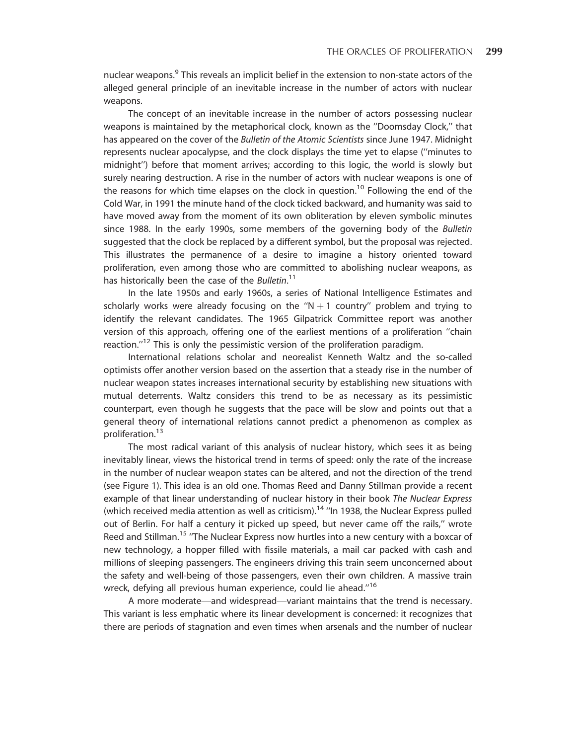nuclear weapons.[9] This reveals an implicit belief in the extension to non-state actors of the alleged general principle of an inevitable increase in the number of actors with nuclear weapons.

The concept of an inevitable increase in the number of actors possessing nuclear weapons is maintained by the metaphorical clock, known as the ''Doomsday Clock,'' that has appeared on the cover of the *Bulletin of the Atomic Scientists* since June 1947. Midnight represents nuclear apocalypse, and the clock displays the time yet to elapse (''minutes to midnight'') before that moment arrives; according to this logic, the world is slowly but surely nearing destruction. A rise in the number of actors with nuclear weapons is one of the reasons for which time elapses on the clock in question.[10] Following the end of the Cold War, in 1991 the minute hand of the clock ticked backward, and humanity was said to have moved away from the moment of its own obliteration by eleven symbolic minutes since 1988. In the early 1990s, some members of the governing body of the *Bulletin* suggested that the clock be replaced by a different symbol, but the proposal was rejected. This illustrates the permanence of a desire to imagine a history oriented toward proliferation, even among those who are committed to abolishing nuclear weapons, as has historically been the case of the *Bulletin*.[11]

In the late 1950s and early 1960s, a series of National Intelligence Estimates and scholarly works were already focusing on the ''N + 1 country'' problem and trying to identify the relevant candidates. The 1965 Gilpatrick Committee report was another version of this approach, offering one of the earliest mentions of a proliferation ''chain reaction.''[12] This is only the pessimistic version of the proliferation paradigm.

International relations scholar and neorealist Kenneth Waltz and the so-called optimists offer another version based on the assertion that a steady rise in the number of nuclear weapon states increases international security by establishing new situations with mutual deterrents. Waltz considers this trend to be as necessary as its pessimistic counterpart, even though he suggests that the pace will be slow and points out that a general theory of international relations cannot predict a phenomenon as complex as proliferation.[13]

The most radical variant of this analysis of nuclear history, which sees it as being inevitably linear, views the historical trend in terms of speed: only the rate of the increase in the number of nuclear weapon states can be altered, and not the direction of the trend (see Figure 1). This idea is an old one. Thomas Reed and Danny Stillman provide a recent example of that linear understanding of nuclear history in their book *The Nuclear Express* (which received media attention as well as criticism).[14] ''In 1938, the Nuclear Express pulled out of Berlin. For half a century it picked up speed, but never came off the rails,'' wrote Reed and Stillman.[15] ''The Nuclear Express now hurtles into a new century with a boxcar of new technology, a hopper filled with fissile materials, a mail car packed with cash and millions of sleeping passengers. The engineers driving this train seem unconcerned about the safety and well-being of those passengers, even their own children. A massive train wreck, defying all previous human experience, could lie ahead.''[16]

A more moderate—and widespread—variant maintains that the trend is necessary. This variant is less emphatic where its linear development is concerned: it recognizes that there are periods of stagnation and even times when arsenals and the number of nuclear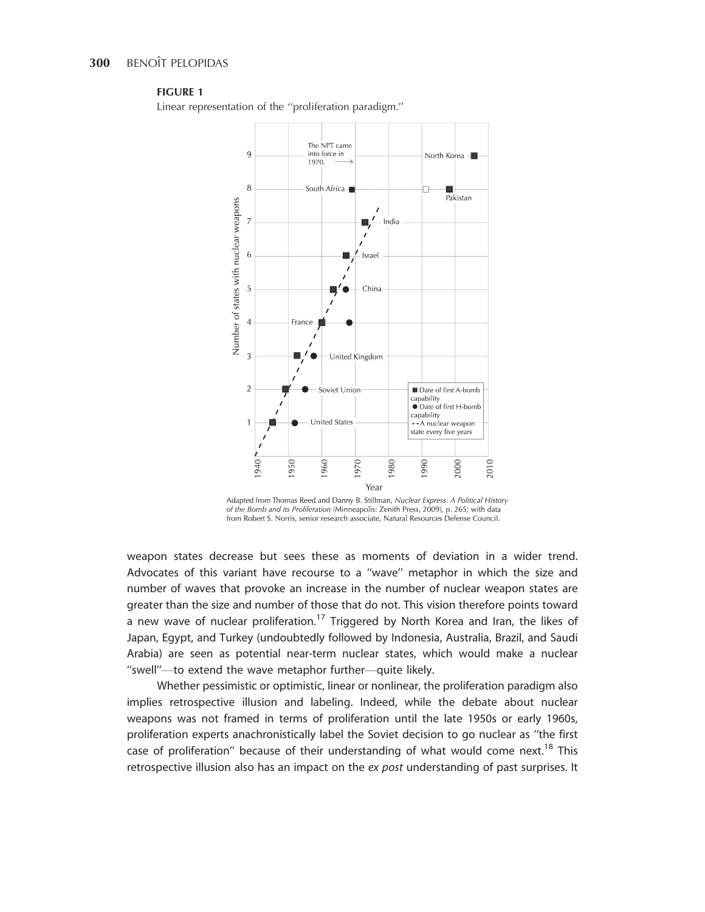**FIGURE 1**

Linear representation of the "proliferation paradigm."

Adapted from Thomas Reed and Danny B. Stillman, *Nuclear Express: A Political History of the Bomb and its Proliferation* (Minneapolis: Zenith Press, 2009), p. 265; with data from Robert S. Norris, senior research associate, Natural Resources Defense Council.

weapon states decrease but sees these as moments of deviation in a wider trend. Advocates of this variant have recourse to a "wave" metaphor in which the size and number of waves that provoke an increase in the number of nuclear weapon states are greater than the size and number of those that do not. This vision therefore points toward a new wave of nuclear proliferation.[17] Triggered by North Korea and Iran, the likes of Japan, Egypt, and Turkey (undoubtedly followed by Indonesia, Australia, Brazil, and Saudi Arabia) are seen as potential near-term nuclear states, which would make a nuclear "swell"—to extend the wave metaphor further—quite likely.

Whether pessimistic or optimistic, linear or nonlinear, the proliferation paradigm also implies retrospective illusion and labeling. Indeed, while the debate about nuclear weapons was not framed in terms of proliferation until the late 1950s or early 1960s, proliferation experts anachronistically label the Soviet decision to go nuclear as "the first case of proliferation" because of their understanding of what would come next.[18] This retrospective illusion also has an impact on the *ex post* understanding of past surprises. It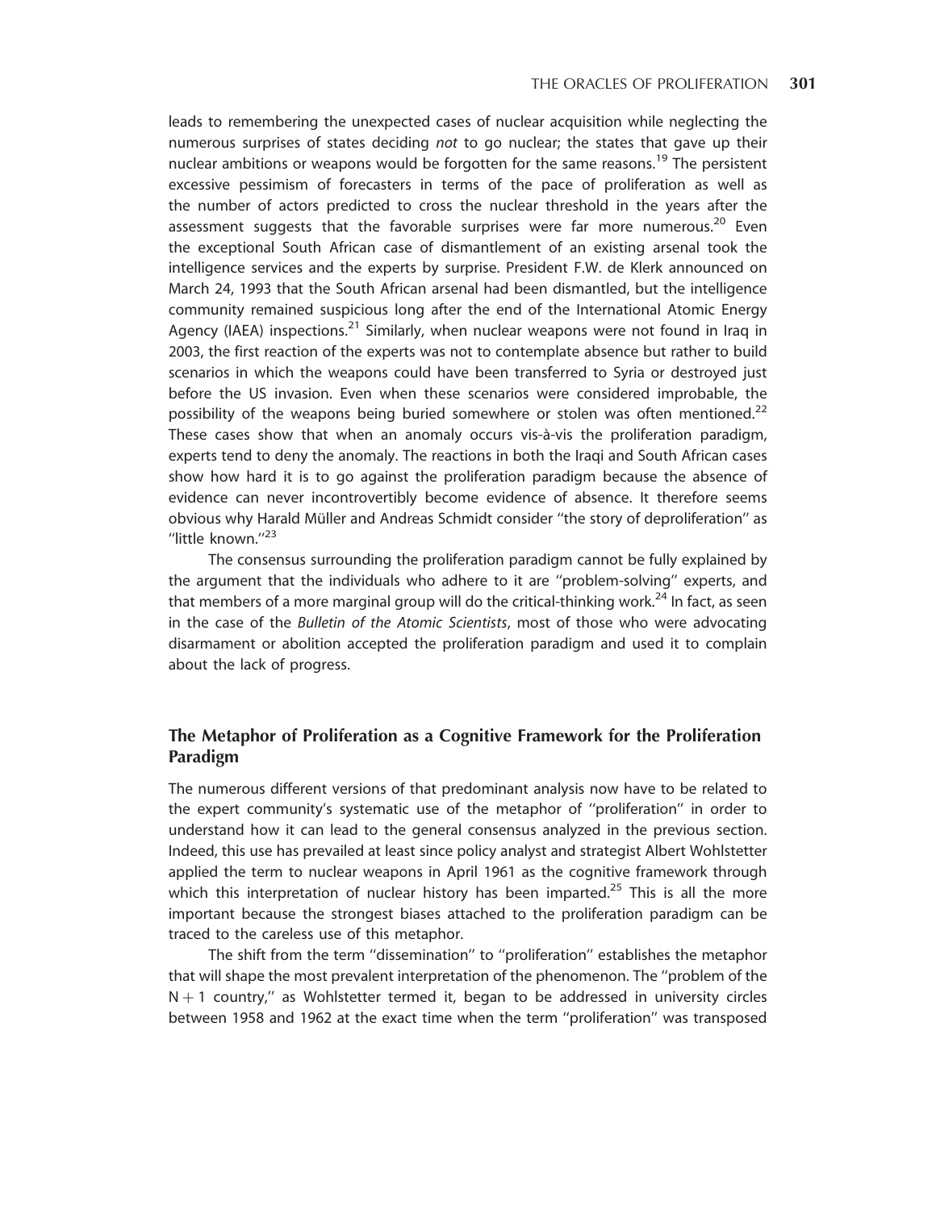leads to remembering the unexpected cases of nuclear acquisition while neglecting the numerous surprises of states deciding *not* to go nuclear; the states that gave up their nuclear ambitions or weapons would be forgotten for the same reasons.[19] The persistent excessive pessimism of forecasters in terms of the pace of proliferation as well as the number of actors predicted to cross the nuclear threshold in the years after the assessment suggests that the favorable surprises were far more numerous.[20] Even the exceptional South African case of dismantlement of an existing arsenal took the intelligence services and the experts by surprise. President F.W. de Klerk announced on March 24, 1993 that the South African arsenal had been dismantled, but the intelligence community remained suspicious long after the end of the International Atomic Energy Agency (IAEA) inspections.[21] Similarly, when nuclear weapons were not found in Iraq in 2003, the first reaction of the experts was not to contemplate absence but rather to build scenarios in which the weapons could have been transferred to Syria or destroyed just before the US invasion. Even when these scenarios were considered improbable, the possibility of the weapons being buried somewhere or stolen was often mentioned.[22] These cases show that when an anomaly occurs vis-à-vis the proliferation paradigm, experts tend to deny the anomaly. The reactions in both the Iraqi and South African cases show how hard it is to go against the proliferation paradigm because the absence of evidence can never incontrovertibly become evidence of absence. It therefore seems obvious why Harald Müller and Andreas Schmidt consider "the story of deproliferation" as "little known."[23]

The consensus surrounding the proliferation paradigm cannot be fully explained by the argument that the individuals who adhere to it are "problem-solving" experts, and that members of a more marginal group will do the critical-thinking work.[24] In fact, as seen in the case of the *Bulletin of the Atomic Scientists*, most of those who were advocating disarmament or abolition accepted the proliferation paradigm and used it to complain about the lack of progress.

## The Metaphor of Proliferation as a Cognitive Framework for the Proliferation Paradigm

The numerous different versions of that predominant analysis now have to be related to the expert community's systematic use of the metaphor of "proliferation" in order to understand how it can lead to the general consensus analyzed in the previous section. Indeed, this use has prevailed at least since policy analyst and strategist Albert Wohlstetter applied the term to nuclear weapons in April 1961 as the cognitive framework through which this interpretation of nuclear history has been imparted.[25] This is all the more important because the strongest biases attached to the proliferation paradigm can be traced to the careless use of this metaphor.

The shift from the term "dissemination" to "proliferation" establishes the metaphor that will shape the most prevalent interpretation of the phenomenon. The "problem of the $N + 1$ country," as Wohlstetter termed it, began to be addressed in university circles between 1958 and 1962 at the exact time when the term "proliferation" was transposed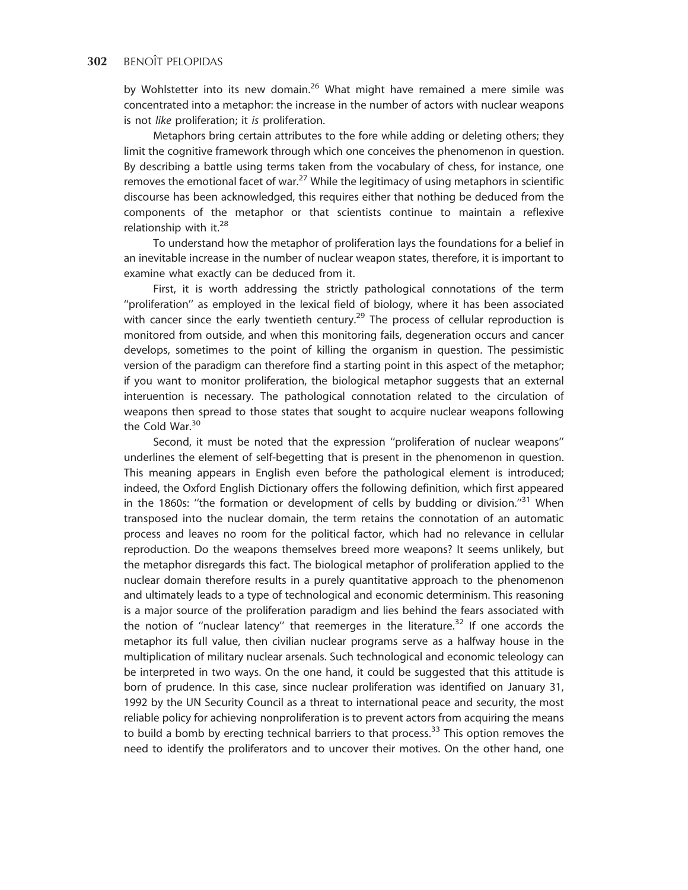by Wohlstetter into its new domain.[26] What might have remained a mere simile was concentrated into a metaphor: the increase in the number of actors with nuclear weapons is not *like* proliferation; it *is* proliferation.

Metaphors bring certain attributes to the fore while adding or deleting others; they limit the cognitive framework through which one conceives the phenomenon in question. By describing a battle using terms taken from the vocabulary of chess, for instance, one removes the emotional facet of war.[27] While the legitimacy of using metaphors in scientific discourse has been acknowledged, this requires either that nothing be deduced from the components of the metaphor or that scientists continue to maintain a reflexive relationship with it.[28]

To understand how the metaphor of proliferation lays the foundations for a belief in an inevitable increase in the number of nuclear weapon states, therefore, it is important to examine what exactly can be deduced from it.

First, it is worth addressing the strictly pathological connotations of the term ''proliferation'' as employed in the lexical field of biology, where it has been associated with cancer since the early twentieth century.[29] The process of cellular reproduction is monitored from outside, and when this monitoring fails, degeneration occurs and cancer develops, sometimes to the point of killing the organism in question. The pessimistic version of the paradigm can therefore find a starting point in this aspect of the metaphor; if you want to monitor proliferation, the biological metaphor suggests that an external interuention is necessary. The pathological connotation related to the circulation of weapons then spread to those states that sought to acquire nuclear weapons following the Cold War.[30]

Second, it must be noted that the expression ''proliferation of nuclear weapons'' underlines the element of self-begetting that is present in the phenomenon in question. This meaning appears in English even before the pathological element is introduced; indeed, the Oxford English Dictionary offers the following definition, which first appeared in the 1860s: ''the formation or development of cells by budding or division.''[31] When transposed into the nuclear domain, the term retains the connotation of an automatic process and leaves no room for the political factor, which had no relevance in cellular reproduction. Do the weapons themselves breed more weapons? It seems unlikely, but the metaphor disregards this fact. The biological metaphor of proliferation applied to the nuclear domain therefore results in a purely quantitative approach to the phenomenon and ultimately leads to a type of technological and economic determinism. This reasoning is a major source of the proliferation paradigm and lies behind the fears associated with the notion of ''nuclear latency'' that reemerges in the literature.[32] If one accords the metaphor its full value, then civilian nuclear programs serve as a halfway house in the multiplication of military nuclear arsenals. Such technological and economic teleology can be interpreted in two ways. On the one hand, it could be suggested that this attitude is born of prudence. In this case, since nuclear proliferation was identified on January 31, 1992 by the UN Security Council as a threat to international peace and security, the most reliable policy for achieving nonproliferation is to prevent actors from acquiring the means to build a bomb by erecting technical barriers to that process.[33] This option removes the need to identify the proliferators and to uncover their motives. On the other hand, one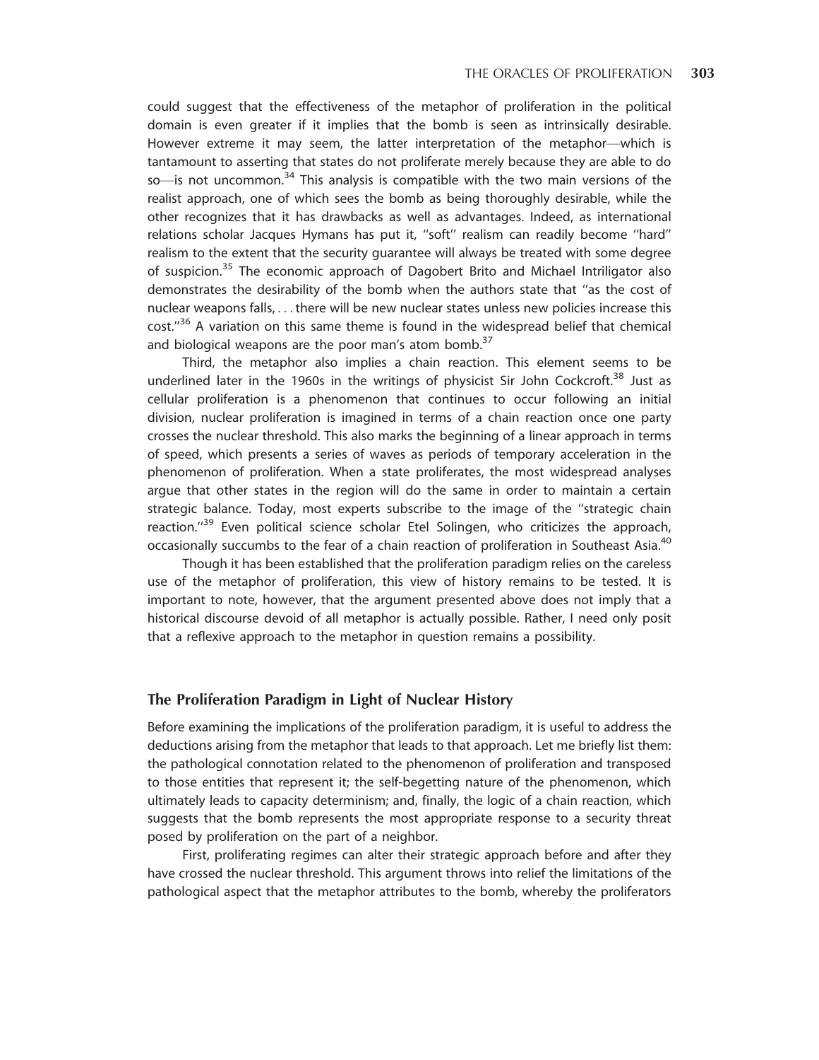could suggest that the effectiveness of the metaphor of proliferation in the political domain is even greater if it implies that the bomb is seen as intrinsically desirable. However extreme it may seem, the latter interpretation of the metaphor—which is tantamount to asserting that states do not proliferate merely because they are able to do so—is not uncommon.[34] This analysis is compatible with the two main versions of the realist approach, one of which sees the bomb as being thoroughly desirable, while the other recognizes that it has drawbacks as well as advantages. Indeed, as international relations scholar Jacques Hymans has put it, ''soft'' realism can readily become ''hard'' realism to the extent that the security guarantee will always be treated with some degree of suspicion.[35] The economic approach of Dagobert Brito and Michael Intriligator also demonstrates the desirability of the bomb when the authors state that ''as the cost of nuclear weapons falls, . . . there will be new nuclear states unless new policies increase this cost.''[36] A variation on this same theme is found in the widespread belief that chemical and biological weapons are the poor man's atom bomb.[37]

Third, the metaphor also implies a chain reaction. This element seems to be underlined later in the 1960s in the writings of physicist Sir John Cockcroft.[38] Just as cellular proliferation is a phenomenon that continues to occur following an initial division, nuclear proliferation is imagined in terms of a chain reaction once one party crosses the nuclear threshold. This also marks the beginning of a linear approach in terms of speed, which presents a series of waves as periods of temporary acceleration in the phenomenon of proliferation. When a state proliferates, the most widespread analyses argue that other states in the region will do the same in order to maintain a certain strategic balance. Today, most experts subscribe to the image of the ''strategic chain reaction.''[39] Even political science scholar Etel Solingen, who criticizes the approach, occasionally succumbs to the fear of a chain reaction of proliferation in Southeast Asia.[40]

Though it has been established that the proliferation paradigm relies on the careless use of the metaphor of proliferation, this view of history remains to be tested. It is important to note, however, that the argument presented above does not imply that a historical discourse devoid of all metaphor is actually possible. Rather, I need only posit that a reflexive approach to the metaphor in question remains a possibility.

## The Proliferation Paradigm in Light of Nuclear History

Before examining the implications of the proliferation paradigm, it is useful to address the deductions arising from the metaphor that leads to that approach. Let me briefly list them: the pathological connotation related to the phenomenon of proliferation and transposed to those entities that represent it; the self-begetting nature of the phenomenon, which ultimately leads to capacity determinism; and, finally, the logic of a chain reaction, which suggests that the bomb represents the most appropriate response to a security threat posed by proliferation on the part of a neighbor.

First, proliferating regimes can alter their strategic approach before and after they have crossed the nuclear threshold. This argument throws into relief the limitations of the pathological aspect that the metaphor attributes to the bomb, whereby the proliferators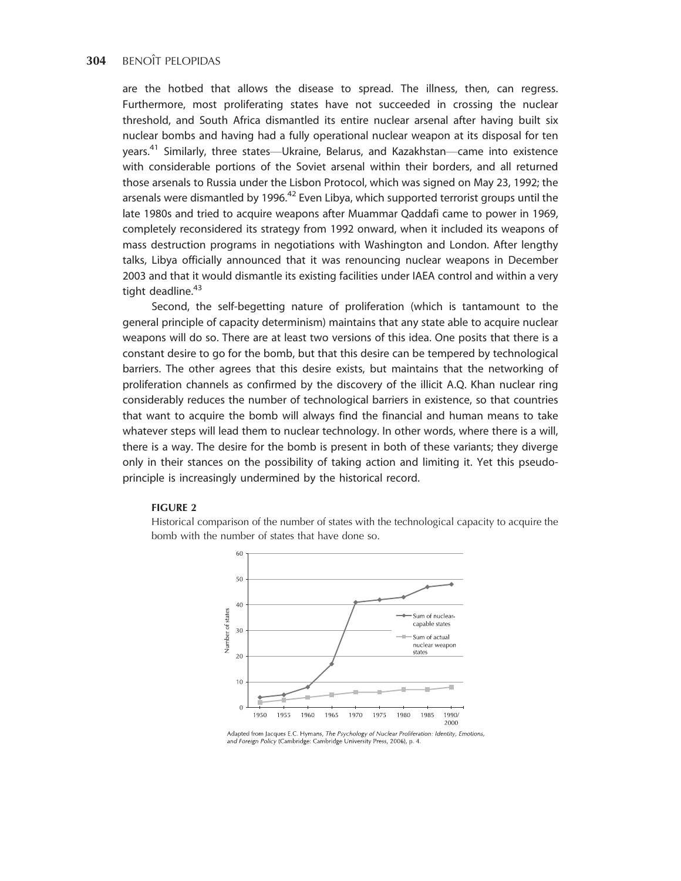are the hotbed that allows the disease to spread. The illness, then, can regress. Furthermore, most proliferating states have not succeeded in crossing the nuclear threshold, and South Africa dismantled its entire nuclear arsenal after having built six nuclear bombs and having had a fully operational nuclear weapon at its disposal for ten years.[41] Similarly, three states—Ukraine, Belarus, and Kazakhstan—came into existence with considerable portions of the Soviet arsenal within their borders, and all returned those arsenals to Russia under the Lisbon Protocol, which was signed on May 23, 1992; the arsenals were dismantled by 1996.[42] Even Libya, which supported terrorist groups until the late 1980s and tried to acquire weapons after Muammar Qaddafi came to power in 1969, completely reconsidered its strategy from 1992 onward, when it included its weapons of mass destruction programs in negotiations with Washington and London. After lengthy talks, Libya officially announced that it was renouncing nuclear weapons in December 2003 and that it would dismantle its existing facilities under IAEA control and within a very tight deadline.[43]

Second, the self-begetting nature of proliferation (which is tantamount to the general principle of capacity determinism) maintains that any state able to acquire nuclear weapons will do so. There are at least two versions of this idea. One posits that there is a constant desire to go for the bomb, but that this desire can be tempered by technological barriers. The other agrees that this desire exists, but maintains that the networking of proliferation channels as confirmed by the discovery of the illicit A.Q. Khan nuclear ring considerably reduces the number of technological barriers in existence, so that countries that want to acquire the bomb will always find the financial and human means to take whatever steps will lead them to nuclear technology. In other words, where there is a will, there is a way. The desire for the bomb is present in both of these variants; they diverge only in their stances on the possibility of taking action and limiting it. Yet this pseudo-principle is increasingly undermined by the historical record.

**FIGURE 2**

Historical comparison of the number of states with the technological capacity to acquire the bomb with the number of states that have done so.

Adapted from Jacques E.C. Hymans, *The Psychology of Nuclear Proliferation: Identity, Emotions, and Foreign Policy* (Cambridge: Cambridge University Press, 2006), p. 4.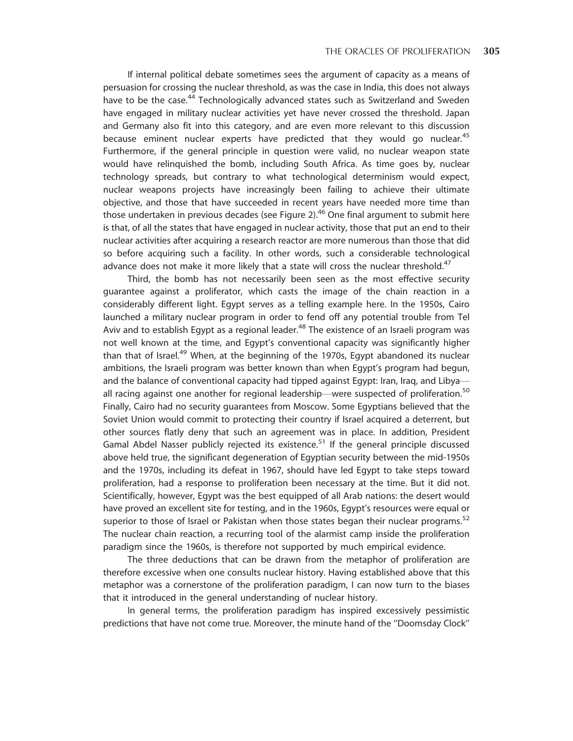If internal political debate sometimes sees the argument of capacity as a means of persuasion for crossing the nuclear threshold, as was the case in India, this does not always have to be the case.[44] Technologically advanced states such as Switzerland and Sweden have engaged in military nuclear activities yet have never crossed the threshold. Japan and Germany also fit into this category, and are even more relevant to this discussion because eminent nuclear experts have predicted that they would go nuclear.[45] Furthermore, if the general principle in question were valid, no nuclear weapon state would have relinquished the bomb, including South Africa. As time goes by, nuclear technology spreads, but contrary to what technological determinism would expect, nuclear weapons projects have increasingly been failing to achieve their ultimate objective, and those that have succeeded in recent years have needed more time than those undertaken in previous decades (see Figure 2).[46] One final argument to submit here is that, of all the states that have engaged in nuclear activity, those that put an end to their nuclear activities after acquiring a research reactor are more numerous than those that did so before acquiring such a facility. In other words, such a considerable technological advance does not make it more likely that a state will cross the nuclear threshold.[47]

Third, the bomb has not necessarily been seen as the most effective security guarantee against a proliferator, which casts the image of the chain reaction in a considerably different light. Egypt serves as a telling example here. In the 1950s, Cairo launched a military nuclear program in order to fend off any potential trouble from Tel Aviv and to establish Egypt as a regional leader.[48] The existence of an Israeli program was not well known at the time, and Egypt's conventional capacity was significantly higher than that of Israel.[49] When, at the beginning of the 1970s, Egypt abandoned its nuclear ambitions, the Israeli program was better known than when Egypt's program had begun, and the balance of conventional capacity had tipped against Egypt: Iran, Iraq, and Libya—all racing against one another for regional leadership—were suspected of proliferation.[50] Finally, Cairo had no security guarantees from Moscow. Some Egyptians believed that the Soviet Union would commit to protecting their country if Israel acquired a deterrent, but other sources flatly deny that such an agreement was in place. In addition, President Gamal Abdel Nasser publicly rejected its existence.[51] If the general principle discussed above held true, the significant degeneration of Egyptian security between the mid-1950s and the 1970s, including its defeat in 1967, should have led Egypt to take steps toward proliferation, had a response to proliferation been necessary at the time. But it did not. Scientifically, however, Egypt was the best equipped of all Arab nations: the desert would have proved an excellent site for testing, and in the 1960s, Egypt's resources were equal or superior to those of Israel or Pakistan when those states began their nuclear programs.[52] The nuclear chain reaction, a recurring tool of the alarmist camp inside the proliferation paradigm since the 1960s, is therefore not supported by much empirical evidence.

The three deductions that can be drawn from the metaphor of proliferation are therefore excessive when one consults nuclear history. Having established above that this metaphor was a cornerstone of the proliferation paradigm, I can now turn to the biases that it introduced in the general understanding of nuclear history.

In general terms, the proliferation paradigm has inspired excessively pessimistic predictions that have not come true. Moreover, the minute hand of the "Doomsday Clock"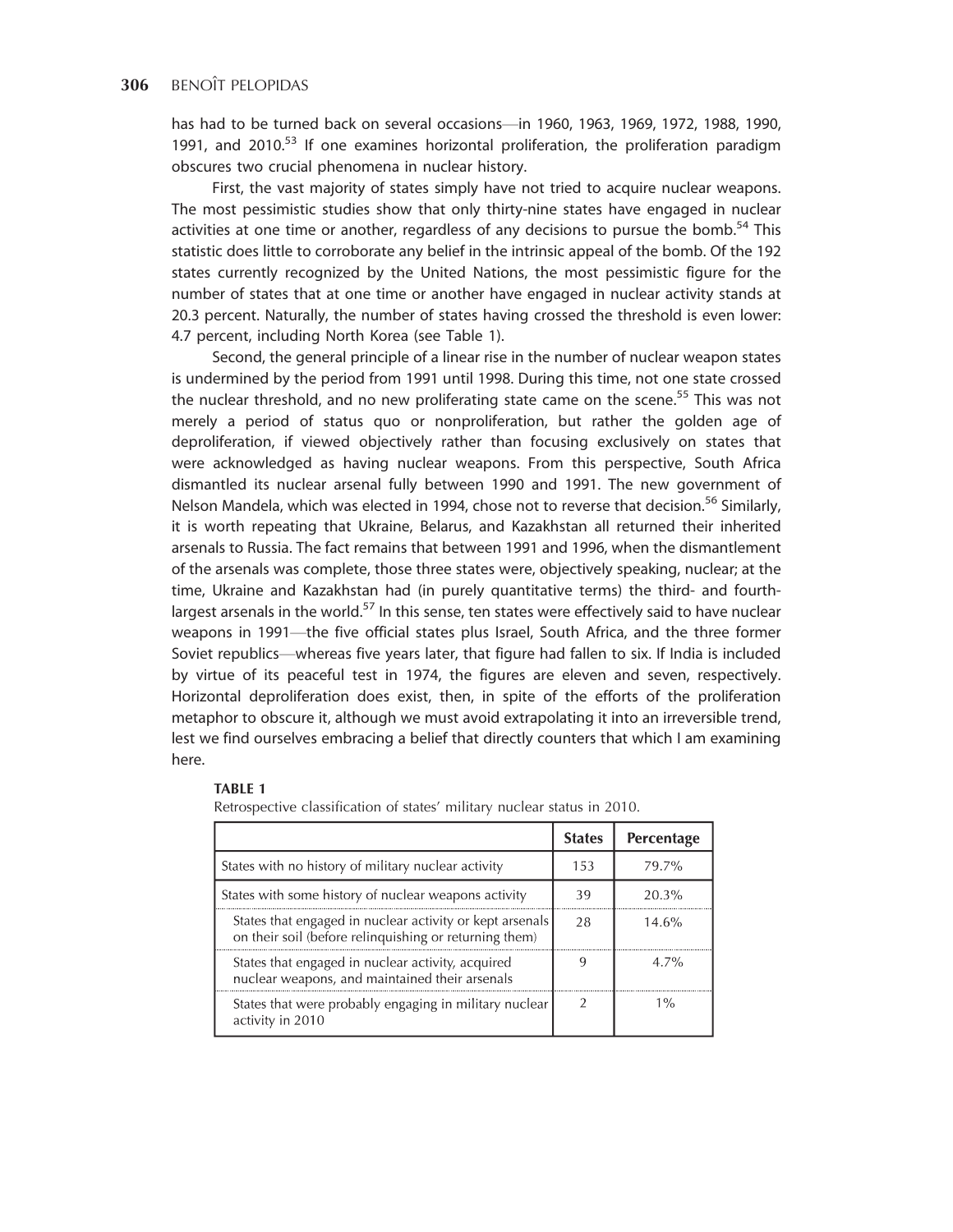has had to be turned back on several occasions—in 1960, 1963, 1969, 1972, 1988, 1990, 1991, and 2010.[53] If one examines horizontal proliferation, the proliferation paradigm obscures two crucial phenomena in nuclear history.

First, the vast majority of states simply have not tried to acquire nuclear weapons. The most pessimistic studies show that only thirty-nine states have engaged in nuclear activities at one time or another, regardless of any decisions to pursue the bomb.[54] This statistic does little to corroborate any belief in the intrinsic appeal of the bomb. Of the 192 states currently recognized by the United Nations, the most pessimistic figure for the number of states that at one time or another have engaged in nuclear activity stands at 20.3 percent. Naturally, the number of states having crossed the threshold is even lower: 4.7 percent, including North Korea (see Table 1).

Second, the general principle of a linear rise in the number of nuclear weapon states is undermined by the period from 1991 until 1998. During this time, not one state crossed the nuclear threshold, and no new proliferating state came on the scene.[55] This was not merely a period of status quo or nonproliferation, but rather the golden age of deproliferation, if viewed objectively rather than focusing exclusively on states that were acknowledged as having nuclear weapons. From this perspective, South Africa dismantled its nuclear arsenal fully between 1990 and 1991. The new government of Nelson Mandela, which was elected in 1994, chose not to reverse that decision.[56] Similarly, it is worth repeating that Ukraine, Belarus, and Kazakhstan all returned their inherited arsenals to Russia. The fact remains that between 1991 and 1996, when the dismantlement of the arsenals was complete, those three states were, objectively speaking, nuclear; at the time, Ukraine and Kazakhstan had (in purely quantitative terms) the third- and fourth-largest arsenals in the world.[57] In this sense, ten states were effectively said to have nuclear weapons in 1991—the five official states plus Israel, South Africa, and the three former Soviet republics—whereas five years later, that figure had fallen to six. If India is included by virtue of its peaceful test in 1974, the figures are eleven and seven, respectively. Horizontal deproliferation does exist, then, in spite of the efforts of the proliferation metaphor to obscure it, although we must avoid extrapolating it into an irreversible trend, lest we find ourselves embracing a belief that directly counters that which I am examining here.

**TABLE 1**

Retrospective classification of states' military nuclear status in 2010.

| | States | Percentage |
|---|---|---|
| States with no history of military nuclear activity | 153 | 79.7% |
| States with some history of nuclear weapons activity | 39 | 20.3% |
| States that engaged in nuclear activity or kept arsenals on their soil (before relinquishing or returning them) | 28 | 14.6% |
| States that engaged in nuclear activity, acquired nuclear weapons, and maintained their arsenals | 9 | 4.7% |
| States that were probably engaging in military nuclear activity in 2010 | 2 | 1% |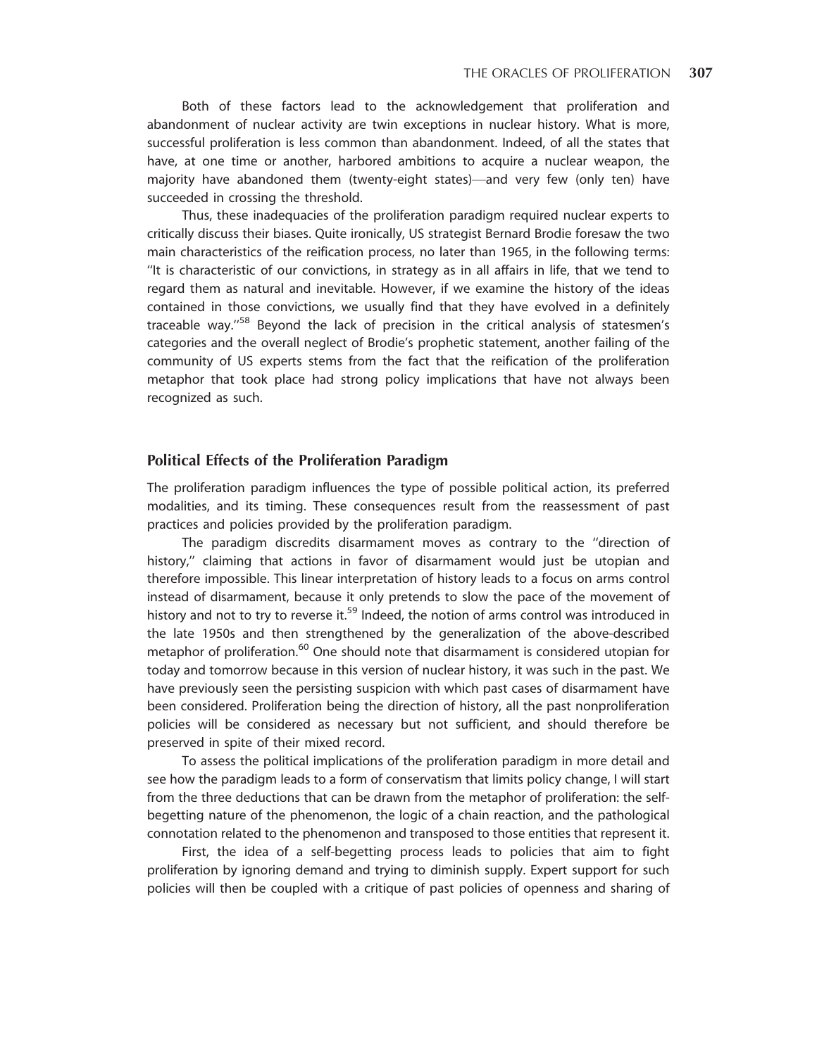Both of these factors lead to the acknowledgement that proliferation and abandonment of nuclear activity are twin exceptions in nuclear history. What is more, successful proliferation is less common than abandonment. Indeed, of all the states that have, at one time or another, harbored ambitions to acquire a nuclear weapon, the majority have abandoned them (twenty-eight states)—and very few (only ten) have succeeded in crossing the threshold.

Thus, these inadequacies of the proliferation paradigm required nuclear experts to critically discuss their biases. Quite ironically, US strategist Bernard Brodie foresaw the two main characteristics of the reification process, no later than 1965, in the following terms: ''It is characteristic of our convictions, in strategy as in all affairs in life, that we tend to regard them as natural and inevitable. However, if we examine the history of the ideas contained in those convictions, we usually find that they have evolved in a definitely traceable way.''[58] Beyond the lack of precision in the critical analysis of statesmen's categories and the overall neglect of Brodie's prophetic statement, another failing of the community of US experts stems from the fact that the reification of the proliferation metaphor that took place had strong policy implications that have not always been recognized as such.

## Political Effects of the Proliferation Paradigm

The proliferation paradigm influences the type of possible political action, its preferred modalities, and its timing. These consequences result from the reassessment of past practices and policies provided by the proliferation paradigm.

The paradigm discredits disarmament moves as contrary to the ''direction of history,'' claiming that actions in favor of disarmament would just be utopian and therefore impossible. This linear interpretation of history leads to a focus on arms control instead of disarmament, because it only pretends to slow the pace of the movement of history and not to try to reverse it.[59] Indeed, the notion of arms control was introduced in the late 1950s and then strengthened by the generalization of the above-described metaphor of proliferation.[60] One should note that disarmament is considered utopian for today and tomorrow because in this version of nuclear history, it was such in the past. We have previously seen the persisting suspicion with which past cases of disarmament have been considered. Proliferation being the direction of history, all the past nonproliferation policies will be considered as necessary but not sufficient, and should therefore be preserved in spite of their mixed record.

To assess the political implications of the proliferation paradigm in more detail and see how the paradigm leads to a form of conservatism that limits policy change, I will start from the three deductions that can be drawn from the metaphor of proliferation: the self-begetting nature of the phenomenon, the logic of a chain reaction, and the pathological connotation related to the phenomenon and transposed to those entities that represent it.

First, the idea of a self-begetting process leads to policies that aim to fight proliferation by ignoring demand and trying to diminish supply. Expert support for such policies will then be coupled with a critique of past policies of openness and sharing of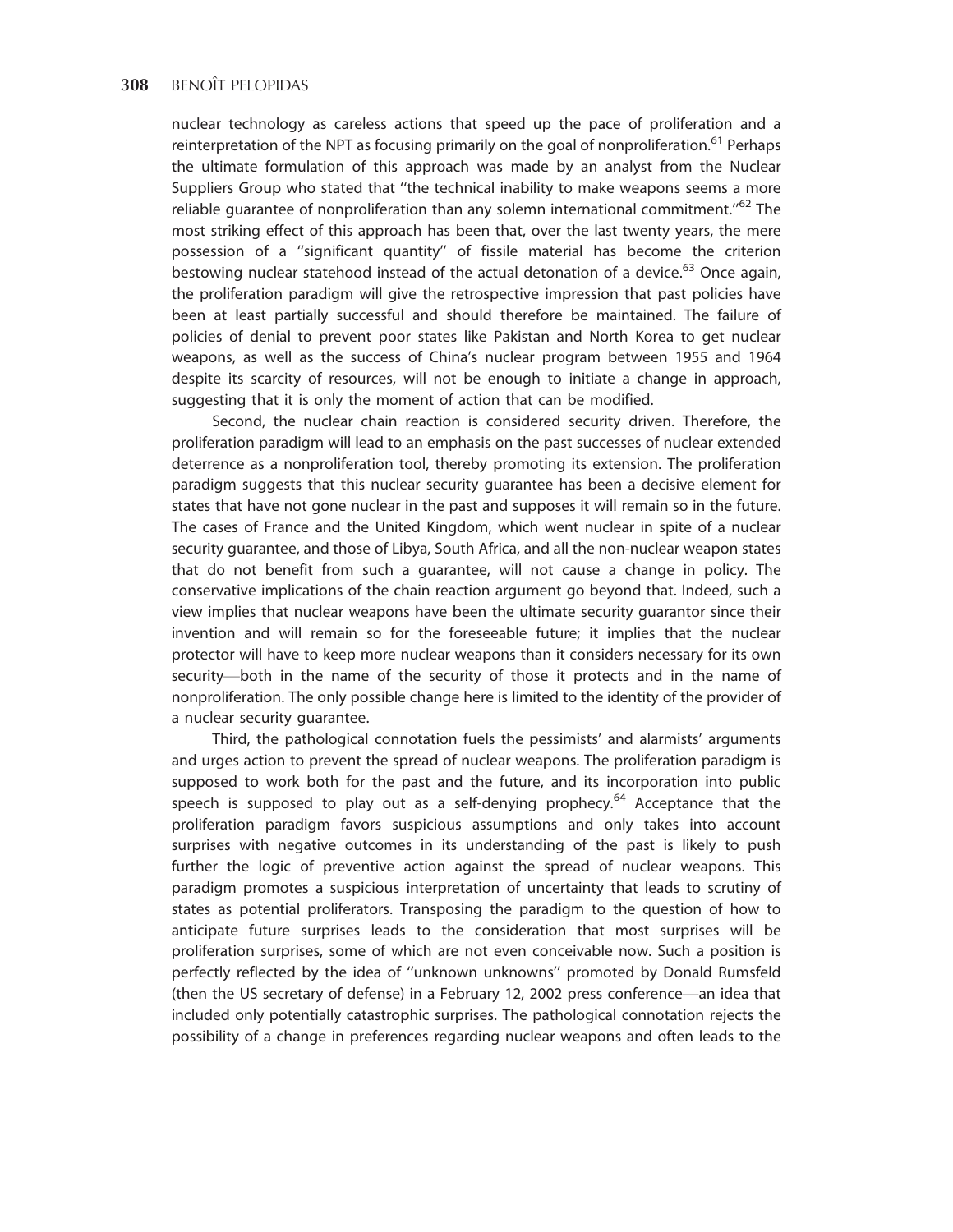nuclear technology as careless actions that speed up the pace of proliferation and a reinterpretation of the NPT as focusing primarily on the goal of nonproliferation.[61] Perhaps the ultimate formulation of this approach was made by an analyst from the Nuclear Suppliers Group who stated that ''the technical inability to make weapons seems a more reliable guarantee of nonproliferation than any solemn international commitment.''[62] The most striking effect of this approach has been that, over the last twenty years, the mere possession of a ''significant quantity'' of fissile material has become the criterion bestowing nuclear statehood instead of the actual detonation of a device.[63] Once again, the proliferation paradigm will give the retrospective impression that past policies have been at least partially successful and should therefore be maintained. The failure of policies of denial to prevent poor states like Pakistan and North Korea to get nuclear weapons, as well as the success of China's nuclear program between 1955 and 1964 despite its scarcity of resources, will not be enough to initiate a change in approach, suggesting that it is only the moment of action that can be modified.

Second, the nuclear chain reaction is considered security driven. Therefore, the proliferation paradigm will lead to an emphasis on the past successes of nuclear extended deterrence as a nonproliferation tool, thereby promoting its extension. The proliferation paradigm suggests that this nuclear security guarantee has been a decisive element for states that have not gone nuclear in the past and supposes it will remain so in the future. The cases of France and the United Kingdom, which went nuclear in spite of a nuclear security guarantee, and those of Libya, South Africa, and all the non-nuclear weapon states that do not benefit from such a guarantee, will not cause a change in policy. The conservative implications of the chain reaction argument go beyond that. Indeed, such a view implies that nuclear weapons have been the ultimate security guarantor since their invention and will remain so for the foreseeable future; it implies that the nuclear protector will have to keep more nuclear weapons than it considers necessary for its own security—both in the name of the security of those it protects and in the name of nonproliferation. The only possible change here is limited to the identity of the provider of a nuclear security guarantee.

Third, the pathological connotation fuels the pessimists' and alarmists' arguments and urges action to prevent the spread of nuclear weapons. The proliferation paradigm is supposed to work both for the past and the future, and its incorporation into public speech is supposed to play out as a self-denying prophecy.[64] Acceptance that the proliferation paradigm favors suspicious assumptions and only takes into account surprises with negative outcomes in its understanding of the past is likely to push further the logic of preventive action against the spread of nuclear weapons. This paradigm promotes a suspicious interpretation of uncertainty that leads to scrutiny of states as potential proliferators. Transposing the paradigm to the question of how to anticipate future surprises leads to the consideration that most surprises will be proliferation surprises, some of which are not even conceivable now. Such a position is perfectly reflected by the idea of ''unknown unknowns'' promoted by Donald Rumsfeld (then the US secretary of defense) in a February 12, 2002 press conference—an idea that included only potentially catastrophic surprises. The pathological connotation rejects the possibility of a change in preferences regarding nuclear weapons and often leads to the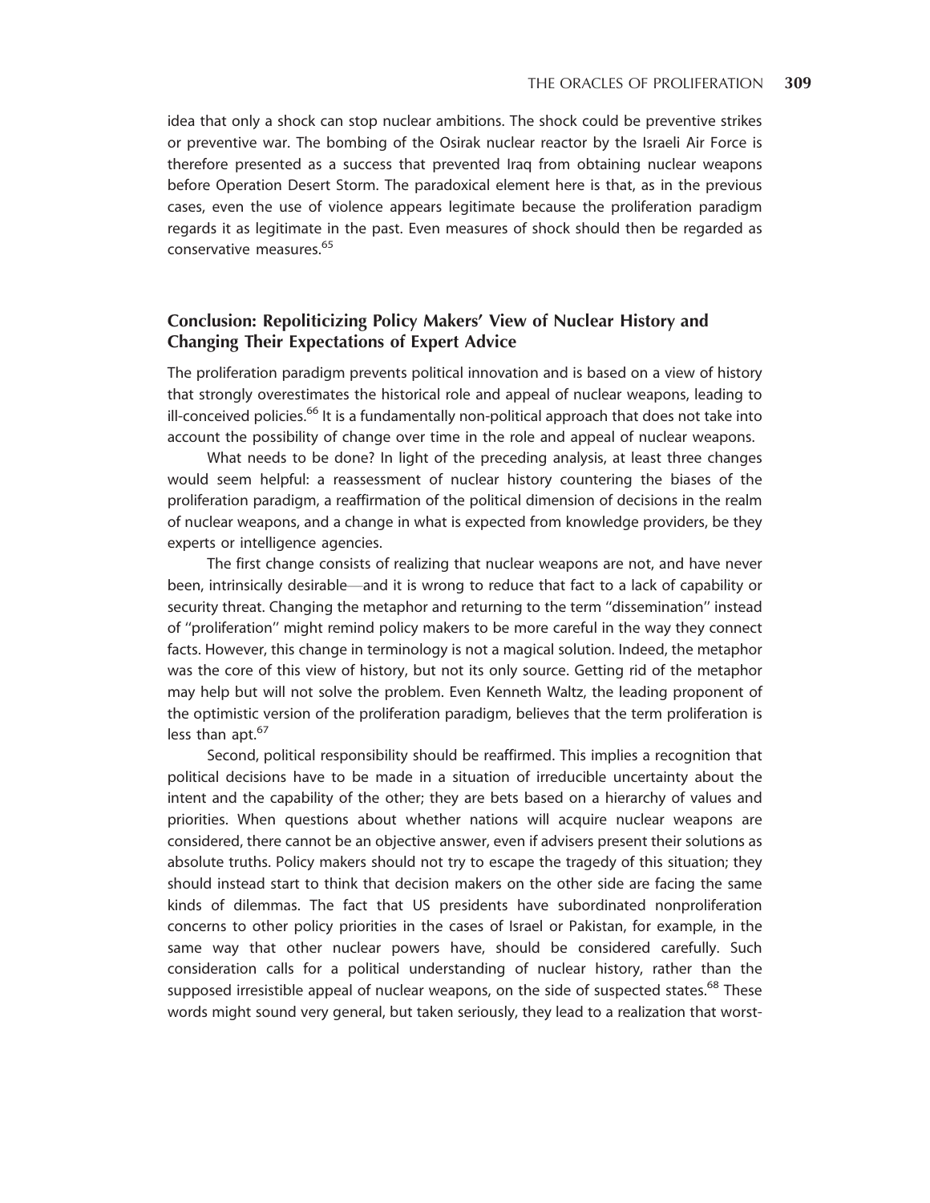idea that only a shock can stop nuclear ambitions. The shock could be preventive strikes or preventive war. The bombing of the Osirak nuclear reactor by the Israeli Air Force is therefore presented as a success that prevented Iraq from obtaining nuclear weapons before Operation Desert Storm. The paradoxical element here is that, as in the previous cases, even the use of violence appears legitimate because the proliferation paradigm regards it as legitimate in the past. Even measures of shock should then be regarded as conservative measures.[65]

## Conclusion: Repoliticizing Policy Makers' View of Nuclear History and Changing Their Expectations of Expert Advice

The proliferation paradigm prevents political innovation and is based on a view of history that strongly overestimates the historical role and appeal of nuclear weapons, leading to ill-conceived policies.[66] It is a fundamentally non-political approach that does not take into account the possibility of change over time in the role and appeal of nuclear weapons.

What needs to be done? In light of the preceding analysis, at least three changes would seem helpful: a reassessment of nuclear history countering the biases of the proliferation paradigm, a reaffirmation of the political dimension of decisions in the realm of nuclear weapons, and a change in what is expected from knowledge providers, be they experts or intelligence agencies.

The first change consists of realizing that nuclear weapons are not, and have never been, intrinsically desirable—and it is wrong to reduce that fact to a lack of capability or security threat. Changing the metaphor and returning to the term "dissemination" instead of "proliferation" might remind policy makers to be more careful in the way they connect facts. However, this change in terminology is not a magical solution. Indeed, the metaphor was the core of this view of history, but not its only source. Getting rid of the metaphor may help but will not solve the problem. Even Kenneth Waltz, the leading proponent of the optimistic version of the proliferation paradigm, believes that the term proliferation is less than apt.[67]

Second, political responsibility should be reaffirmed. This implies a recognition that political decisions have to be made in a situation of irreducible uncertainty about the intent and the capability of the other; they are bets based on a hierarchy of values and priorities. When questions about whether nations will acquire nuclear weapons are considered, there cannot be an objective answer, even if advisers present their solutions as absolute truths. Policy makers should not try to escape the tragedy of this situation; they should instead start to think that decision makers on the other side are facing the same kinds of dilemmas. The fact that US presidents have subordinated nonproliferation concerns to other policy priorities in the cases of Israel or Pakistan, for example, in the same way that other nuclear powers have, should be considered carefully. Such consideration calls for a political understanding of nuclear history, rather than the supposed irresistible appeal of nuclear weapons, on the side of suspected states.[68] These words might sound very general, but taken seriously, they lead to a realization that worst-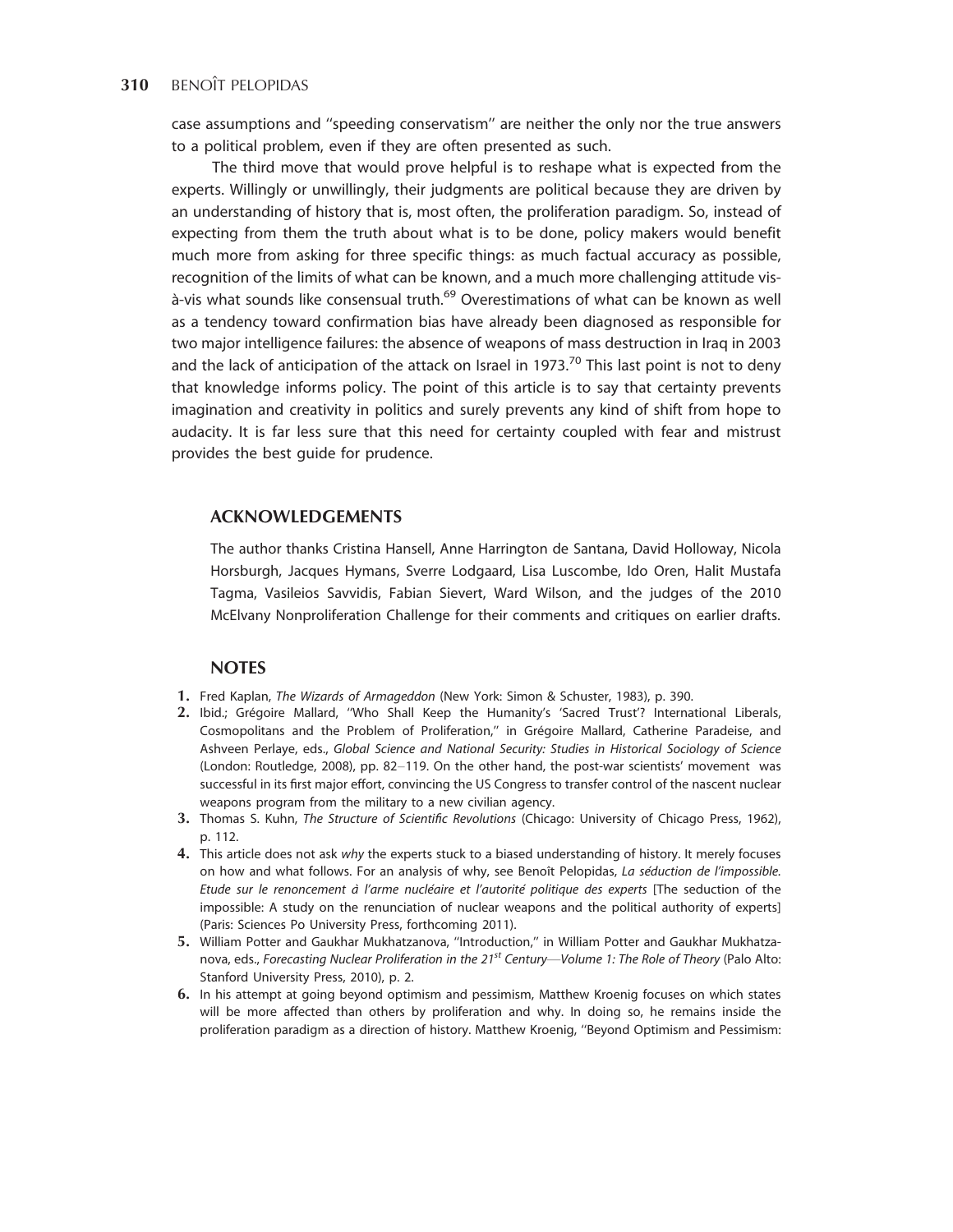case assumptions and ''speeding conservatism'' are neither the only nor the true answers to a political problem, even if they are often presented as such.

The third move that would prove helpful is to reshape what is expected from the experts. Willingly or unwillingly, their judgments are political because they are driven by an understanding of history that is, most often, the proliferation paradigm. So, instead of expecting from them the truth about what is to be done, policy makers would benefit much more from asking for three specific things: as much factual accuracy as possible, recognition of the limits of what can be known, and a much more challenging attitude vis-à-vis what sounds like consensual truth.[69] Overestimations of what can be known as well as a tendency toward confirmation bias have already been diagnosed as responsible for two major intelligence failures: the absence of weapons of mass destruction in Iraq in 2003 and the lack of anticipation of the attack on Israel in 1973.[70] This last point is not to deny that knowledge informs policy. The point of this article is to say that certainty prevents imagination and creativity in politics and surely prevents any kind of shift from hope to audacity. It is far less sure that this need for certainty coupled with fear and mistrust provides the best guide for prudence.

## ACKNOWLEDGEMENTS

The author thanks Cristina Hansell, Anne Harrington de Santana, David Holloway, Nicola Horsburgh, Jacques Hymans, Sverre Lodgaard, Lisa Luscombe, Ido Oren, Halit Mustafa Tagma, Vasileios Savvidis, Fabian Sievert, Ward Wilson, and the judges of the 2010 McElvany Nonproliferation Challenge for their comments and critiques on earlier drafts.

## NOTES

1. Fred Kaplan, *The Wizards of Armageddon* (New York: Simon & Schuster, 1983), p. 390.
2. Ibid.; Grégoire Mallard, ''Who Shall Keep the Humanity's 'Sacred Trust'? International Liberals, Cosmopolitans and the Problem of Proliferation,'' in Grégoire Mallard, Catherine Paradeise, and Ashveen Perlaye, eds., *Global Science and National Security: Studies in Historical Sociology of Science* (London: Routledge, 2008), pp. 82–119. On the other hand, the post-war scientists' movement was successful in its first major effort, convincing the US Congress to transfer control of the nascent nuclear weapons program from the military to a new civilian agency.
3. Thomas S. Kuhn, *The Structure of Scientific Revolutions* (Chicago: University of Chicago Press, 1962), p. 112.
4. This article does not ask *why* the experts stuck to a biased understanding of history. It merely focuses on how and what follows. For an analysis of why, see Benoît Pelopidas, *La séduction de l'impossible. Etude sur le renoncement à l'arme nucléaire et l'autorité politique des experts* [The seduction of the impossible: A study on the renunciation of nuclear weapons and the political authority of experts] (Paris: Sciences Po University Press, forthcoming 2011).
5. William Potter and Gaukhar Mukhatzanova, ''Introduction,'' in William Potter and Gaukhar Mukhatzanova, eds., *Forecasting Nuclear Proliferation in the 21st Century—Volume 1: The Role of Theory* (Palo Alto: Stanford University Press, 2010), p. 2.
6. In his attempt at going beyond optimism and pessimism, Matthew Kroenig focuses on which states will be more affected than others by proliferation and why. In doing so, he remains inside the proliferation paradigm as a direction of history. Matthew Kroenig, ''Beyond Optimism and Pessimism: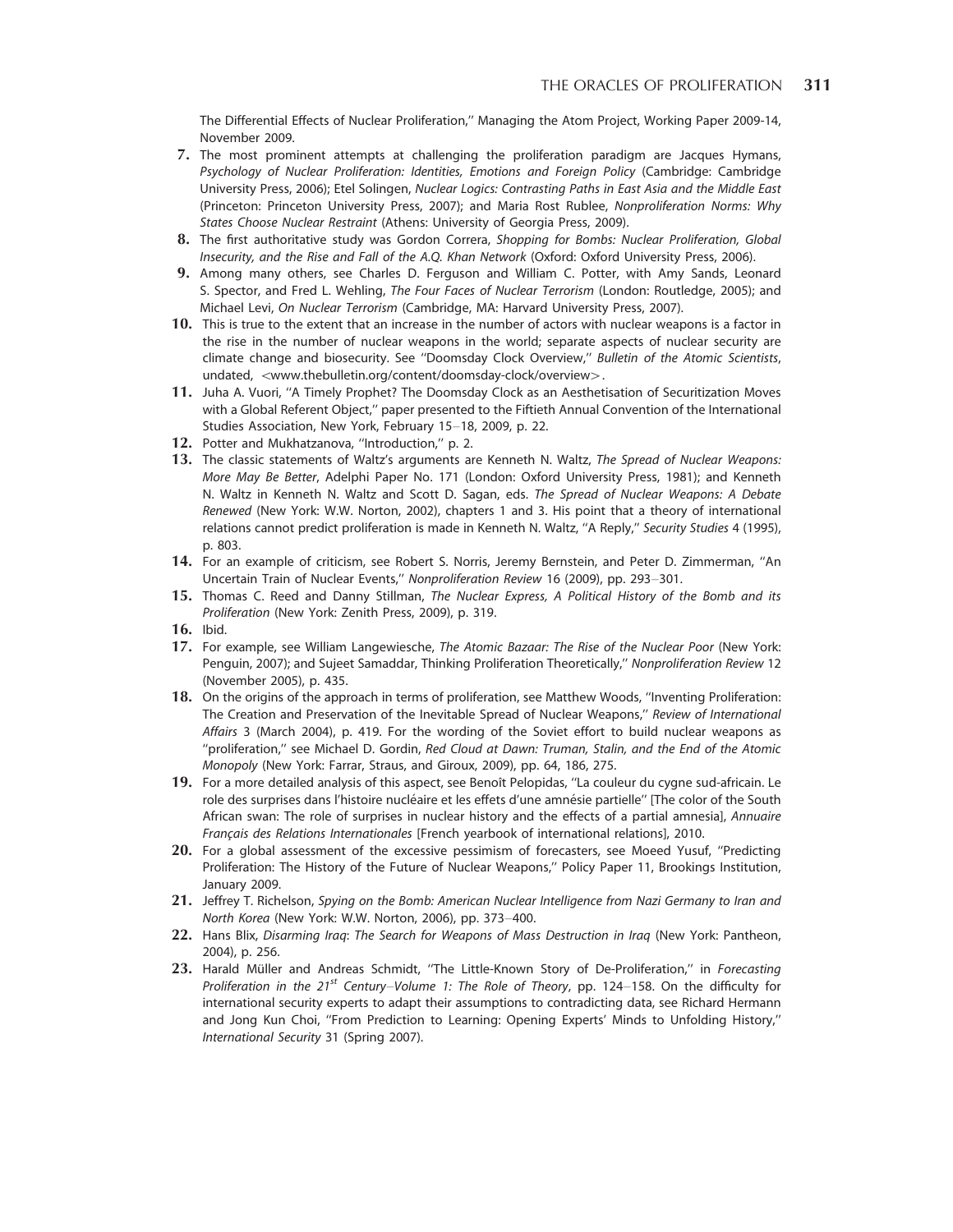The Differential Effects of Nuclear Proliferation,'' Managing the Atom Project, Working Paper 2009-14, November 2009.

7. The most prominent attempts at challenging the proliferation paradigm are Jacques Hymans, *Psychology of Nuclear Proliferation: Identities, Emotions and Foreign Policy* (Cambridge: Cambridge University Press, 2006); Etel Solingen, *Nuclear Logics: Contrasting Paths in East Asia and the Middle East* (Princeton: Princeton University Press, 2007); and Maria Rost Rublee, *Nonproliferation Norms: Why States Choose Nuclear Restraint* (Athens: University of Georgia Press, 2009).
8. The first authoritative study was Gordon Correra, *Shopping for Bombs: Nuclear Proliferation, Global Insecurity, and the Rise and Fall of the A.Q. Khan Network* (Oxford: Oxford University Press, 2006).
9. Among many others, see Charles D. Ferguson and William C. Potter, with Amy Sands, Leonard S. Spector, and Fred L. Wehling, *The Four Faces of Nuclear Terrorism* (London: Routledge, 2005); and Michael Levi, *On Nuclear Terrorism* (Cambridge, MA: Harvard University Press, 2007).
10. This is true to the extent that an increase in the number of actors with nuclear weapons is a factor in the rise in the number of nuclear weapons in the world; separate aspects of nuclear security are climate change and biosecurity. See ''Doomsday Clock Overview,'' *Bulletin of the Atomic Scientists*, undated, <www.thebulletin.org/content/doomsday-clock/overview>.
11. Juha A. Vuori, ''A Timely Prophet? The Doomsday Clock as an Aesthetisation of Securitization Moves with a Global Referent Object,'' paper presented to the Fiftieth Annual Convention of the International Studies Association, New York, February 15–18, 2009, p. 22.
12. Potter and Mukhatzanova, ''Introduction,'' p. 2.
13. The classic statements of Waltz's arguments are Kenneth N. Waltz, *The Spread of Nuclear Weapons: More May Be Better*, Adelphi Paper No. 171 (London: Oxford University Press, 1981); and Kenneth N. Waltz in Kenneth N. Waltz and Scott D. Sagan, eds. *The Spread of Nuclear Weapons: A Debate Renewed* (New York: W.W. Norton, 2002), chapters 1 and 3. His point that a theory of international relations cannot predict proliferation is made in Kenneth N. Waltz, ''A Reply,'' *Security Studies* 4 (1995), p. 803.
14. For an example of criticism, see Robert S. Norris, Jeremy Bernstein, and Peter D. Zimmerman, ''An Uncertain Train of Nuclear Events,'' *Nonproliferation Review* 16 (2009), pp. 293–301.
15. Thomas C. Reed and Danny Stillman, *The Nuclear Express, A Political History of the Bomb and its Proliferation* (New York: Zenith Press, 2009), p. 319.
16. Ibid.
17. For example, see William Langewiesche, *The Atomic Bazaar: The Rise of the Nuclear Poor* (New York: Penguin, 2007); and Sujeet Samaddar, Thinking Proliferation Theoretically,'' *Nonproliferation Review* 12 (November 2005), p. 435.
18. On the origins of the approach in terms of proliferation, see Matthew Woods, ''Inventing Proliferation: The Creation and Preservation of the Inevitable Spread of Nuclear Weapons,'' *Review of International Affairs* 3 (March 2004), p. 419. For the wording of the Soviet effort to build nuclear weapons as ''proliferation,'' see Michael D. Gordin, *Red Cloud at Dawn: Truman, Stalin, and the End of the Atomic Monopoly* (New York: Farrar, Straus, and Giroux, 2009), pp. 64, 186, 275.
19. For a more detailed analysis of this aspect, see Benoît Pelopidas, ''La couleur du cygne sud-africain. Le role des surprises dans l'histoire nucléaire et les effets d'une amnésie partielle'' [The color of the South African swan: The role of surprises in nuclear history and the effects of a partial amnesia], *Annuaire Français des Relations Internationales* [French yearbook of international relations], 2010.
20. For a global assessment of the excessive pessimism of forecasters, see Moeed Yusuf, ''Predicting Proliferation: The History of the Future of Nuclear Weapons,'' Policy Paper 11, Brookings Institution, January 2009.
21. Jeffrey T. Richelson, *Spying on the Bomb: American Nuclear Intelligence from Nazi Germany to Iran and North Korea* (New York: W.W. Norton, 2006), pp. 373–400.
22. Hans Blix, *Disarming Iraq: The Search for Weapons of Mass Destruction in Iraq* (New York: Pantheon, 2004), p. 256.
23. Harald Müller and Andreas Schmidt, ''The Little-Known Story of De-Proliferation,'' in *Forecasting Proliferation in the 21st Century–Volume 1: The Role of Theory*, pp. 124–158. On the difficulty for international security experts to adapt their assumptions to contradicting data, see Richard Hermann and Jong Kun Choi, ''From Prediction to Learning: Opening Experts' Minds to Unfolding History,'' *International Security* 31 (Spring 2007).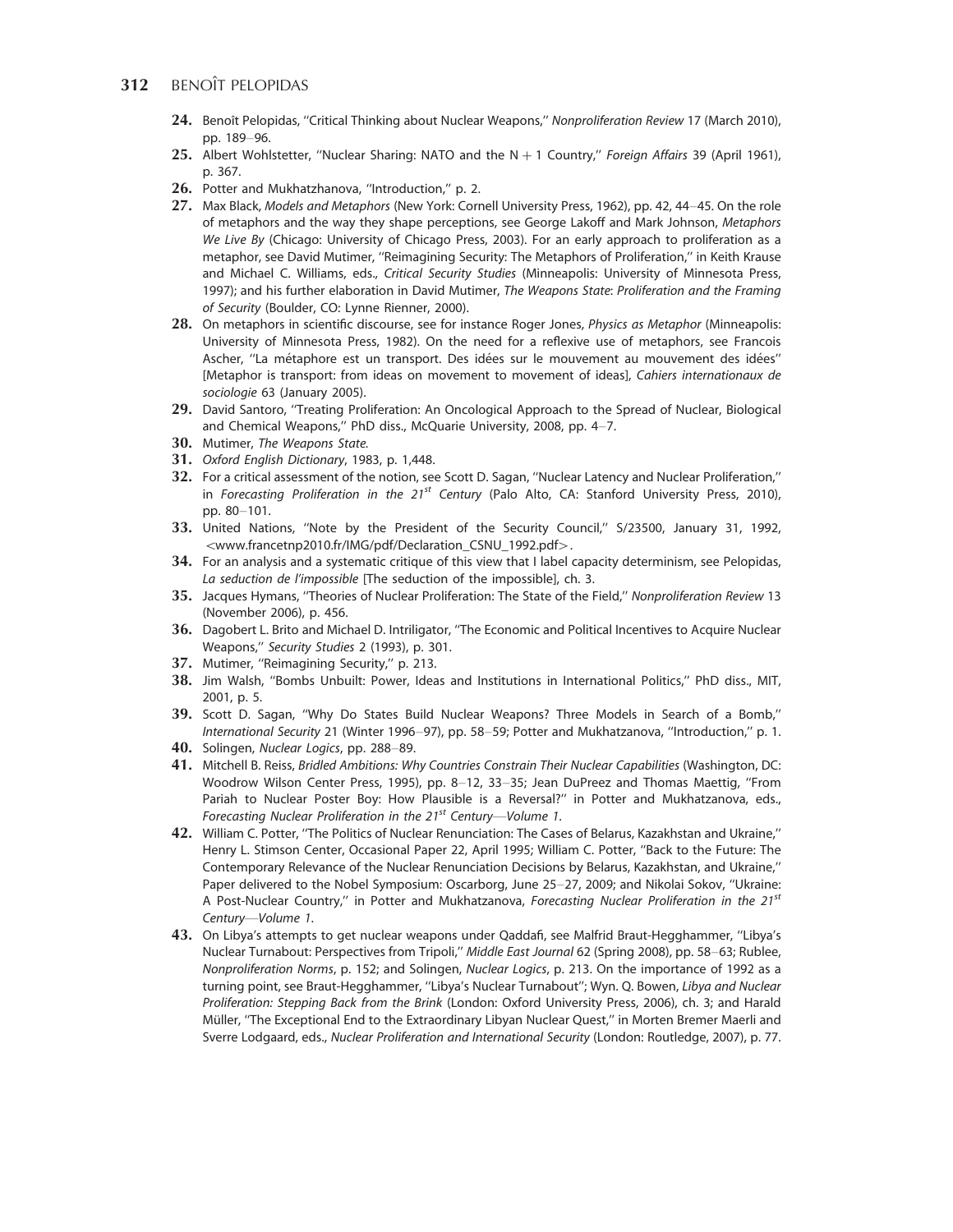24. Benoît Pelopidas, ''Critical Thinking about Nuclear Weapons,'' *Nonproliferation Review* 17 (March 2010), pp. 189–96.
25. Albert Wohlstetter, ''Nuclear Sharing: NATO and the N + 1 Country,'' *Foreign Affairs* 39 (April 1961), p. 367.
26. Potter and Mukhatzhanova, ''Introduction,'' p. 2.
27. Max Black, *Models and Metaphors* (New York: Cornell University Press, 1962), pp. 42, 44–45. On the role of metaphors and the way they shape perceptions, see George Lakoff and Mark Johnson, *Metaphors We Live By* (Chicago: University of Chicago Press, 2003). For an early approach to proliferation as a metaphor, see David Mutimer, ''Reimagining Security: The Metaphors of Proliferation,'' in Keith Krause and Michael C. Williams, eds., *Critical Security Studies* (Minneapolis: University of Minnesota Press, 1997); and his further elaboration in David Mutimer, *The Weapons State: Proliferation and the Framing of Security* (Boulder, CO: Lynne Rienner, 2000).
28. On metaphors in scientific discourse, see for instance Roger Jones, *Physics as Metaphor* (Minneapolis: University of Minnesota Press, 1982). On the need for a reflexive use of metaphors, see Francois Ascher, ''La métaphore est un transport. Des idées sur le mouvement au mouvement des idées'' [Metaphor is transport: from ideas on movement to movement of ideas], *Cahiers internationaux de sociologie* 63 (January 2005).
29. David Santoro, ''Treating Proliferation: An Oncological Approach to the Spread of Nuclear, Biological and Chemical Weapons,'' PhD diss., McQuarie University, 2008, pp. 4–7.
30. Mutimer, *The Weapons State.*
31. *Oxford English Dictionary*, 1983, p. 1,448.
32. For a critical assessment of the notion, see Scott D. Sagan, ''Nuclear Latency and Nuclear Proliferation,'' in *Forecasting Proliferation in the 21st Century* (Palo Alto, CA: Stanford University Press, 2010), pp. 80–101.
33. United Nations, ''Note by the President of the Security Council,'' S/23500, January 31, 1992, <www.francetnp2010.fr/IMG/pdf/Declaration_CSNU_1992.pdf>.
34. For an analysis and a systematic critique of this view that I label capacity determinism, see Pelopidas, *La seduction de l'impossible* [The seduction of the impossible], ch. 3.
35. Jacques Hymans, ''Theories of Nuclear Proliferation: The State of the Field,'' *Nonproliferation Review* 13 (November 2006), p. 456.
36. Dagobert L. Brito and Michael D. Intriligator, ''The Economic and Political Incentives to Acquire Nuclear Weapons,'' *Security Studies* 2 (1993), p. 301.
37. Mutimer, ''Reimagining Security,'' p. 213.
38. Jim Walsh, ''Bombs Unbuilt: Power, Ideas and Institutions in International Politics,'' PhD diss., MIT, 2001, p. 5.
39. Scott D. Sagan, ''Why Do States Build Nuclear Weapons? Three Models in Search of a Bomb,'' *International Security* 21 (Winter 1996–97), pp. 58–59; Potter and Mukhatzanova, ''Introduction,'' p. 1.
40. Solingen, *Nuclear Logics*, pp. 288–89.
41. Mitchell B. Reiss, *Bridled Ambitions: Why Countries Constrain Their Nuclear Capabilities* (Washington, DC: Woodrow Wilson Center Press, 1995), pp. 8–12, 33–35; Jean DuPreez and Thomas Maettig, ''From Pariah to Nuclear Poster Boy: How Plausible is a Reversal?'' in Potter and Mukhatzanova, eds., *Forecasting Nuclear Proliferation in the 21st Century—Volume 1.*
42. William C. Potter, ''The Politics of Nuclear Renunciation: The Cases of Belarus, Kazakhstan and Ukraine,'' Henry L. Stimson Center, Occasional Paper 22, April 1995; William C. Potter, ''Back to the Future: The Contemporary Relevance of the Nuclear Renunciation Decisions by Belarus, Kazakhstan, and Ukraine,'' Paper delivered to the Nobel Symposium: Oscarborg, June 25–27, 2009; and Nikolai Sokov, ''Ukraine: A Post-Nuclear Country,'' in Potter and Mukhatzanova, *Forecasting Nuclear Proliferation in the 21st Century—Volume 1.*
43. On Libya's attempts to get nuclear weapons under Qaddafi, see Malfrid Braut-Hegghammer, ''Libya's Nuclear Turnabout: Perspectives from Tripoli,'' *Middle East Journal* 62 (Spring 2008), pp. 58–63; Rublee, *Nonproliferation Norms*, p. 152; and Solingen, *Nuclear Logics*, p. 213. On the importance of 1992 as a turning point, see Braut-Hegghammer, ''Libya's Nuclear Turnabout''; Wyn. Q. Bowen, *Libya and Nuclear Proliferation: Stepping Back from the Brink* (London: Oxford University Press, 2006), ch. 3; and Harald Müller, ''The Exceptional End to the Extraordinary Libyan Nuclear Quest,'' in Morten Bremer Maerli and Sverre Lodgaard, eds., *Nuclear Proliferation and International Security* (London: Routledge, 2007), p. 77.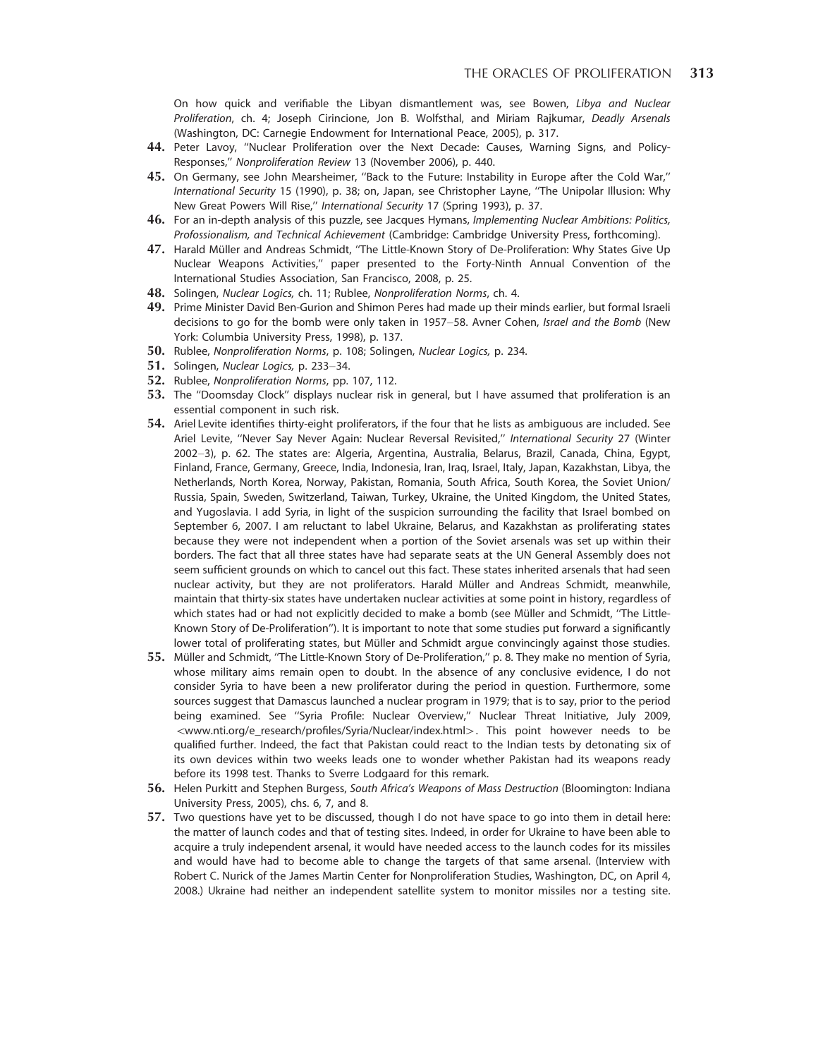On how quick and verifiable the Libyan dismantlement was, see Bowen, *Libya and Nuclear Proliferation*, ch. 4; Joseph Cirincione, Jon B. Wolfsthal, and Miriam Rajkumar, *Deadly Arsenals* (Washington, DC: Carnegie Endowment for International Peace, 2005), p. 317.

44. Peter Lavoy, ''Nuclear Proliferation over the Next Decade: Causes, Warning Signs, and Policy-Responses,'' *Nonproliferation Review* 13 (November 2006), p. 440.

45. On Germany, see John Mearsheimer, ''Back to the Future: Instability in Europe after the Cold War,'' *International Security* 15 (1990), p. 38; on, Japan, see Christopher Layne, ''The Unipolar Illusion: Why New Great Powers Will Rise,'' *International Security* 17 (Spring 1993), p. 37.

46. For an in-depth analysis of this puzzle, see Jacques Hymans, *Implementing Nuclear Ambitions: Politics, Professionalism, and Technical Achievement* (Cambridge: Cambridge University Press, forthcoming).

47. Harald Müller and Andreas Schmidt, ''The Little-Known Story of De-Proliferation: Why States Give Up Nuclear Weapons Activities,'' paper presented to the Forty-Ninth Annual Convention of the International Studies Association, San Francisco, 2008, p. 25.

48. Solingen, *Nuclear Logics*, ch. 11; Rublee, *Nonproliferation Norms*, ch. 4.

49. Prime Minister David Ben-Gurion and Shimon Peres had made up their minds earlier, but formal Israeli decisions to go for the bomb were only taken in 1957–58. Avner Cohen, *Israel and the Bomb* (New York: Columbia University Press, 1998), p. 137.

50. Rublee, *Nonproliferation Norms*, p. 108; Solingen, *Nuclear Logics*, p. 234.

51. Solingen, *Nuclear Logics*, p. 233–34.

52. Rublee, *Nonproliferation Norms*, pp. 107, 112.

53. The ''Doomsday Clock'' displays nuclear risk in general, but I have assumed that proliferation is an essential component in such risk.

54. Ariel Levite identifies thirty-eight proliferators, if the four that he lists as ambiguous are included. See Ariel Levite, ''Never Say Never Again: Nuclear Reversal Revisited,'' *International Security* 27 (Winter 2002–3), p. 62. The states are: Algeria, Argentina, Australia, Belarus, Brazil, Canada, China, Egypt, Finland, France, Germany, Greece, India, Indonesia, Iran, Iraq, Israel, Italy, Japan, Kazakhstan, Libya, the Netherlands, North Korea, Norway, Pakistan, Romania, South Africa, South Korea, the Soviet Union/Russia, Spain, Sweden, Switzerland, Taiwan, Turkey, Ukraine, the United Kingdom, the United States, and Yugoslavia. I add Syria, in light of the suspicion surrounding the facility that Israel bombed on September 6, 2007. I am reluctant to label Ukraine, Belarus, and Kazakhstan as proliferating states because they were not independent when a portion of the Soviet arsenals was set up within their borders. The fact that all three states have had separate seats at the UN General Assembly does not seem sufficient grounds on which to cancel out this fact. These states inherited arsenals that had seen nuclear activity, but they are not proliferators. Harald Müller and Andreas Schmidt, meanwhile, maintain that thirty-six states have undertaken nuclear activities at some point in history, regardless of which states had or had not explicitly decided to make a bomb (see Müller and Schmidt, ''The Little-Known Story of De-Proliferation''). It is important to note that some studies put forward a significantly lower total of proliferating states, but Müller and Schmidt argue convincingly against those studies.

55. Müller and Schmidt, ''The Little-Known Story of De-Proliferation,'' p. 8. They make no mention of Syria, whose military aims remain open to doubt. In the absence of any conclusive evidence, I do not consider Syria to have been a new proliferator during the period in question. Furthermore, some sources suggest that Damascus launched a nuclear program in 1979; that is to say, prior to the period being examined. See ''Syria Profile: Nuclear Overview,'' Nuclear Threat Initiative, July 2009, <www.nti.org/e_research/profiles/Syria/Nuclear/index.html>. This point however needs to be qualified further. Indeed, the fact that Pakistan could react to the Indian tests by detonating six of its own devices within two weeks leads one to wonder whether Pakistan had its weapons ready before its 1998 test. Thanks to Sverre Lodgaard for this remark.

56. Helen Purkitt and Stephen Burgess, *South Africa's Weapons of Mass Destruction* (Bloomington: Indiana University Press, 2005), chs. 6, 7, and 8.

57. Two questions have yet to be discussed, though I do not have space to go into them in detail here: the matter of launch codes and that of testing sites. Indeed, in order for Ukraine to have been able to acquire a truly independent arsenal, it would have needed access to the launch codes for its missiles and would have had to become able to change the targets of that same arsenal. (Interview with Robert C. Nurick of the James Martin Center for Nonproliferation Studies, Washington, DC, on April 4, 2008.) Ukraine had neither an independent satellite system to monitor missiles nor a testing site.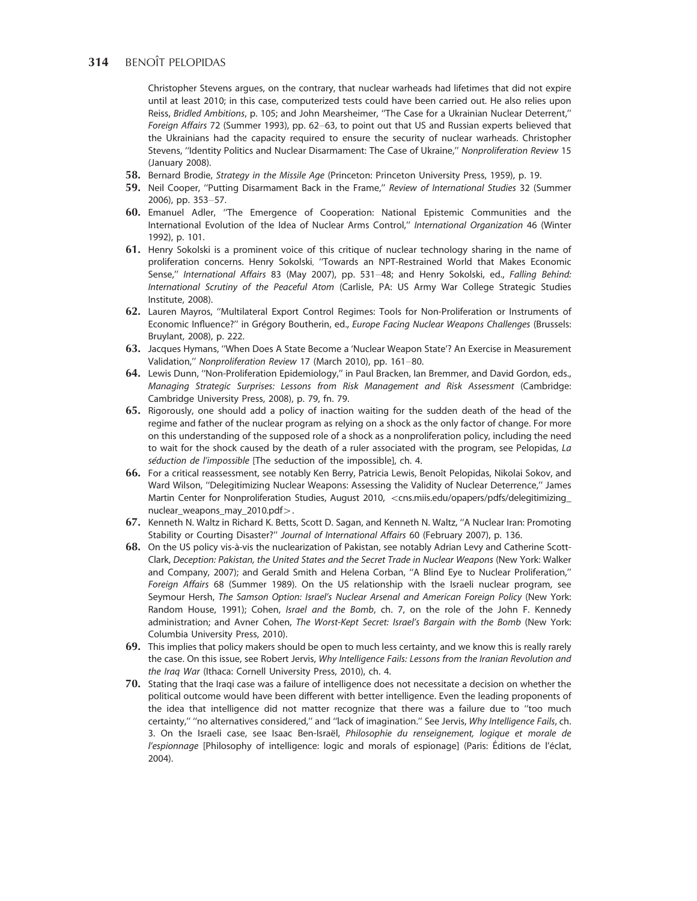Christopher Stevens argues, on the contrary, that nuclear warheads had lifetimes that did not expire until at least 2010; in this case, computerized tests could have been carried out. He also relies upon Reiss, *Bridled Ambitions*, p. 105; and John Mearsheimer, ''The Case for a Ukrainian Nuclear Deterrent,'' *Foreign Affairs* 72 (Summer 1993), pp. 62–63, to point out that US and Russian experts believed that the Ukrainians had the capacity required to ensure the security of nuclear warheads. Christopher Stevens, ''Identity Politics and Nuclear Disarmament: The Case of Ukraine,'' *Nonproliferation Review* 15 (January 2008).

58. Bernard Brodie, *Strategy in the Missile Age* (Princeton: Princeton University Press, 1959), p. 19.
59. Neil Cooper, ''Putting Disarmament Back in the Frame,'' *Review of International Studies* 32 (Summer 2006), pp. 353–57.
60. Emanuel Adler, ''The Emergence of Cooperation: National Epistemic Communities and the International Evolution of the Idea of Nuclear Arms Control,'' *International Organization* 46 (Winter 1992), p. 101.
61. Henry Sokolski is a prominent voice of this critique of nuclear technology sharing in the name of proliferation concerns. Henry Sokolski, ''Towards an NPT-Restrained World that Makes Economic Sense,'' *International Affairs* 83 (May 2007), pp. 531–48; and Henry Sokolski, ed., *Falling Behind: International Scrutiny of the Peaceful Atom* (Carlisle, PA: US Army War College Strategic Studies Institute, 2008).
62. Lauren Mayros, ''Multilateral Export Control Regimes: Tools for Non-Proliferation or Instruments of Economic Influence?'' in Grégory Boutherin, ed., *Europe Facing Nuclear Weapons Challenges* (Brussels: Bruylant, 2008), p. 222.
63. Jacques Hymans, ''When Does A State Become a 'Nuclear Weapon State'? An Exercise in Measurement Validation,'' *Nonproliferation Review* 17 (March 2010), pp. 161–80.
64. Lewis Dunn, ''Non-Proliferation Epidemiology,'' in Paul Bracken, Ian Bremmer, and David Gordon, eds., *Managing Strategic Surprises: Lessons from Risk Management and Risk Assessment* (Cambridge: Cambridge University Press, 2008), p. 79, fn. 79.
65. Rigorously, one should add a policy of inaction waiting for the sudden death of the head of the regime and father of the nuclear program as relying on a shock as the only factor of change. For more on this understanding of the supposed role of a shock as a nonproliferation policy, including the need to wait for the shock caused by the death of a ruler associated with the program, see Pelopidas, *La séduction de l'impossible* [The seduction of the impossible], ch. 4.
66. For a critical reassessment, see notably Ken Berry, Patricia Lewis, Benoît Pelopidas, Nikolai Sokov, and Ward Wilson, ''Delegitimizing Nuclear Weapons: Assessing the Validity of Nuclear Deterrence,'' James Martin Center for Nonproliferation Studies, August 2010, <cns.miis.edu/opapers/pdfs/delegitimizing_nuclear_weapons_may_2010.pdf>.
67. Kenneth N. Waltz in Richard K. Betts, Scott D. Sagan, and Kenneth N. Waltz, ''A Nuclear Iran: Promoting Stability or Courting Disaster?'' *Journal of International Affairs* 60 (February 2007), p. 136.
68. On the US policy vis-à-vis the nuclearization of Pakistan, see notably Adrian Levy and Catherine Scott-Clark, *Deception: Pakistan, the United States and the Secret Trade in Nuclear Weapons* (New York: Walker and Company, 2007); and Gerald Smith and Helena Corban, ''A Blind Eye to Nuclear Proliferation,'' *Foreign Affairs* 68 (Summer 1989). On the US relationship with the Israeli nuclear program, see Seymour Hersh, *The Samson Option: Israel's Nuclear Arsenal and American Foreign Policy* (New York: Random House, 1991); Cohen, *Israel and the Bomb*, ch. 7, on the role of the John F. Kennedy administration; and Avner Cohen, *The Worst-Kept Secret: Israel's Bargain with the Bomb* (New York: Columbia University Press, 2010).
69. This implies that policy makers should be open to much less certainty, and we know this is really rarely the case. On this issue, see Robert Jervis, *Why Intelligence Fails: Lessons from the Iranian Revolution and the Iraq War* (Ithaca: Cornell University Press, 2010), ch. 4.
70. Stating that the Iraqi case was a failure of intelligence does not necessitate a decision on whether the political outcome would have been different with better intelligence. Even the leading proponents of the idea that intelligence did not matter recognize that there was a failure due to ''too much certainty,'' ''no alternatives considered,'' and ''lack of imagination.'' See Jervis, *Why Intelligence Fails*, ch. 3. On the Israeli case, see Isaac Ben-Israël, *Philosophie du renseignement, logique et morale de l'espionnage* [Philosophy of intelligence: logic and morals of espionage] (Paris: Éditions de l'éclat, 2004).